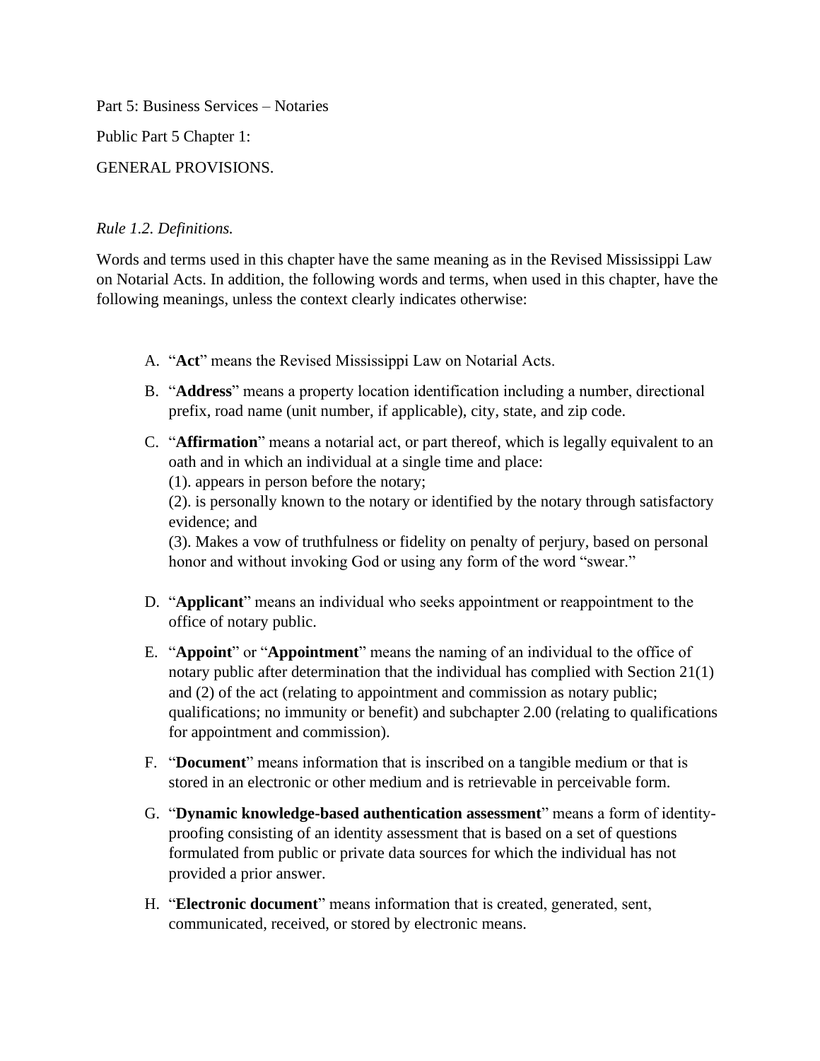Part 5: Business Services – Notaries

Public Part 5 Chapter 1:

GENERAL PROVISIONS.

*Rule 1.2. Definitions.*

Words and terms used in this chapter have the same meaning as in the Revised Mississippi Law on Notarial Acts. In addition, the following words and terms, when used in this chapter, have the following meanings, unless the context clearly indicates otherwise:

A. "**Act**" means the Revised Mississippi Law on Notarial Acts.

B. "**Address**" means a property location identification including a number, directional prefix, road name (unit number, if applicable), city, state, and zip code.

C. "**Affirmation**" means a notarial act, or part thereof, which is legally equivalent to an oath and in which an individual at a single time and place:
(1). appears in person before the notary;
(2). is personally known to the notary or identified by the notary through satisfactory evidence; and
(3). Makes a vow of truthfulness or fidelity on penalty of perjury, based on personal honor and without invoking God or using any form of the word "swear."

D. "**Applicant**" means an individual who seeks appointment or reappointment to the office of notary public.

E. "**Appoint**" or "**Appointment**" means the naming of an individual to the office of notary public after determination that the individual has complied with Section 21(1) and (2) of the act (relating to appointment and commission as notary public; qualifications; no immunity or benefit) and subchapter 2.00 (relating to qualifications for appointment and commission).

F. "**Document**" means information that is inscribed on a tangible medium or that is stored in an electronic or other medium and is retrievable in perceivable form.

G. "**Dynamic knowledge-based authentication assessment**" means a form of identity-proofing consisting of an identity assessment that is based on a set of questions formulated from public or private data sources for which the individual has not provided a prior answer.

H. "**Electronic document**" means information that is created, generated, sent, communicated, received, or stored by electronic means.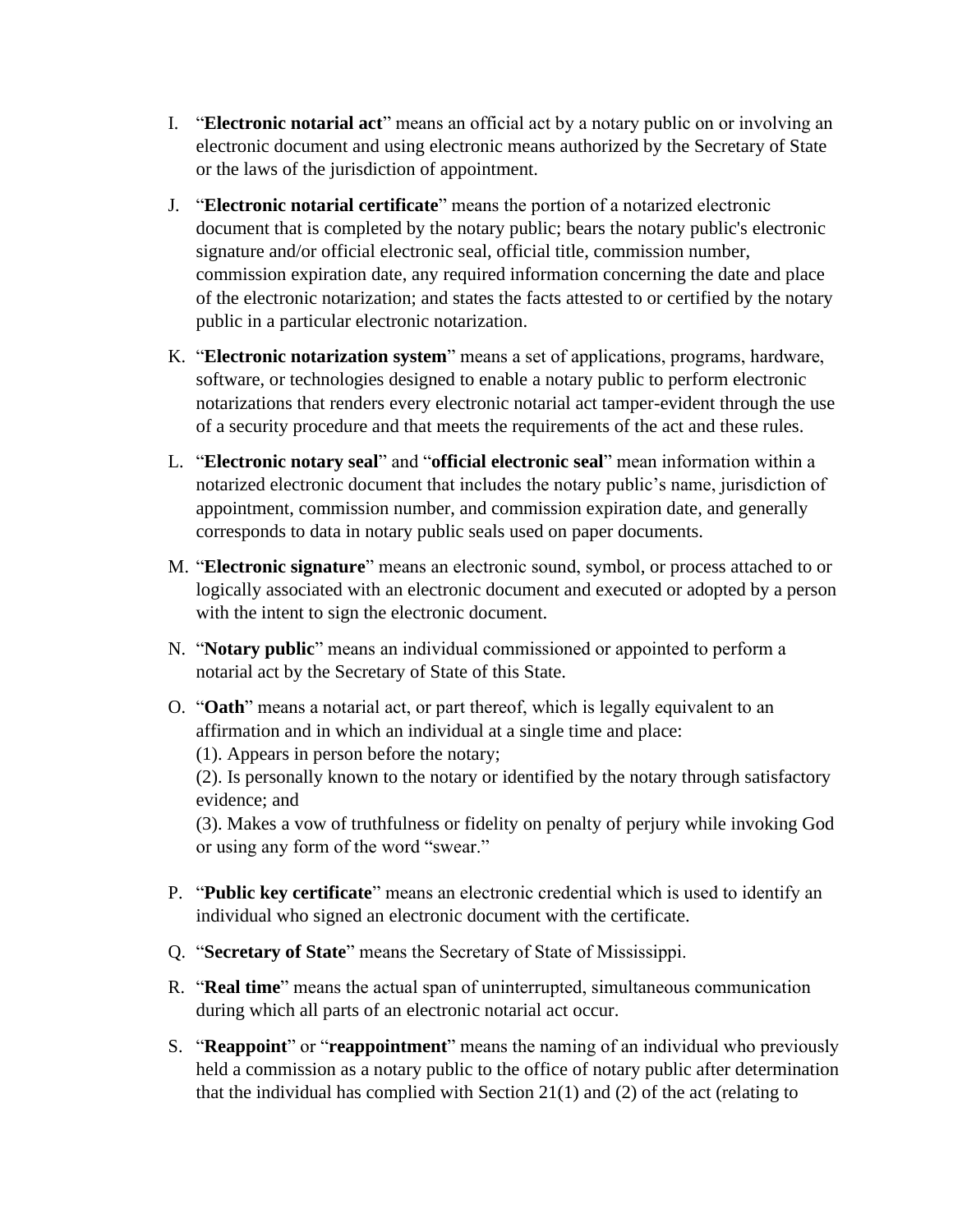I. "**Electronic notarial act**" means an official act by a notary public on or involving an electronic document and using electronic means authorized by the Secretary of State or the laws of the jurisdiction of appointment.

J. "**Electronic notarial certificate**" means the portion of a notarized electronic document that is completed by the notary public; bears the notary public's electronic signature and/or official electronic seal, official title, commission number, commission expiration date, any required information concerning the date and place of the electronic notarization; and states the facts attested to or certified by the notary public in a particular electronic notarization.

K. "**Electronic notarization system**" means a set of applications, programs, hardware, software, or technologies designed to enable a notary public to perform electronic notarizations that renders every electronic notarial act tamper-evident through the use of a security procedure and that meets the requirements of the act and these rules.

L. "**Electronic notary seal**" and "**official electronic seal**" mean information within a notarized electronic document that includes the notary public's name, jurisdiction of appointment, commission number, and commission expiration date, and generally corresponds to data in notary public seals used on paper documents.

M. "**Electronic signature**" means an electronic sound, symbol, or process attached to or logically associated with an electronic document and executed or adopted by a person with the intent to sign the electronic document.

N. "**Notary public**" means an individual commissioned or appointed to perform a notarial act by the Secretary of State of this State.

O. "**Oath**" means a notarial act, or part thereof, which is legally equivalent to an affirmation and in which an individual at a single time and place:
(1). Appears in person before the notary;
(2). Is personally known to the notary or identified by the notary through satisfactory evidence; and
(3). Makes a vow of truthfulness or fidelity on penalty of perjury while invoking God or using any form of the word "swear."

P. "**Public key certificate**" means an electronic credential which is used to identify an individual who signed an electronic document with the certificate.

Q. "**Secretary of State**" means the Secretary of State of Mississippi.

R. "**Real time**" means the actual span of uninterrupted, simultaneous communication during which all parts of an electronic notarial act occur.

S. "**Reappoint**" or "**reappointment**" means the naming of an individual who previously held a commission as a notary public to the office of notary public after determination that the individual has complied with Section 21(1) and (2) of the act (relating to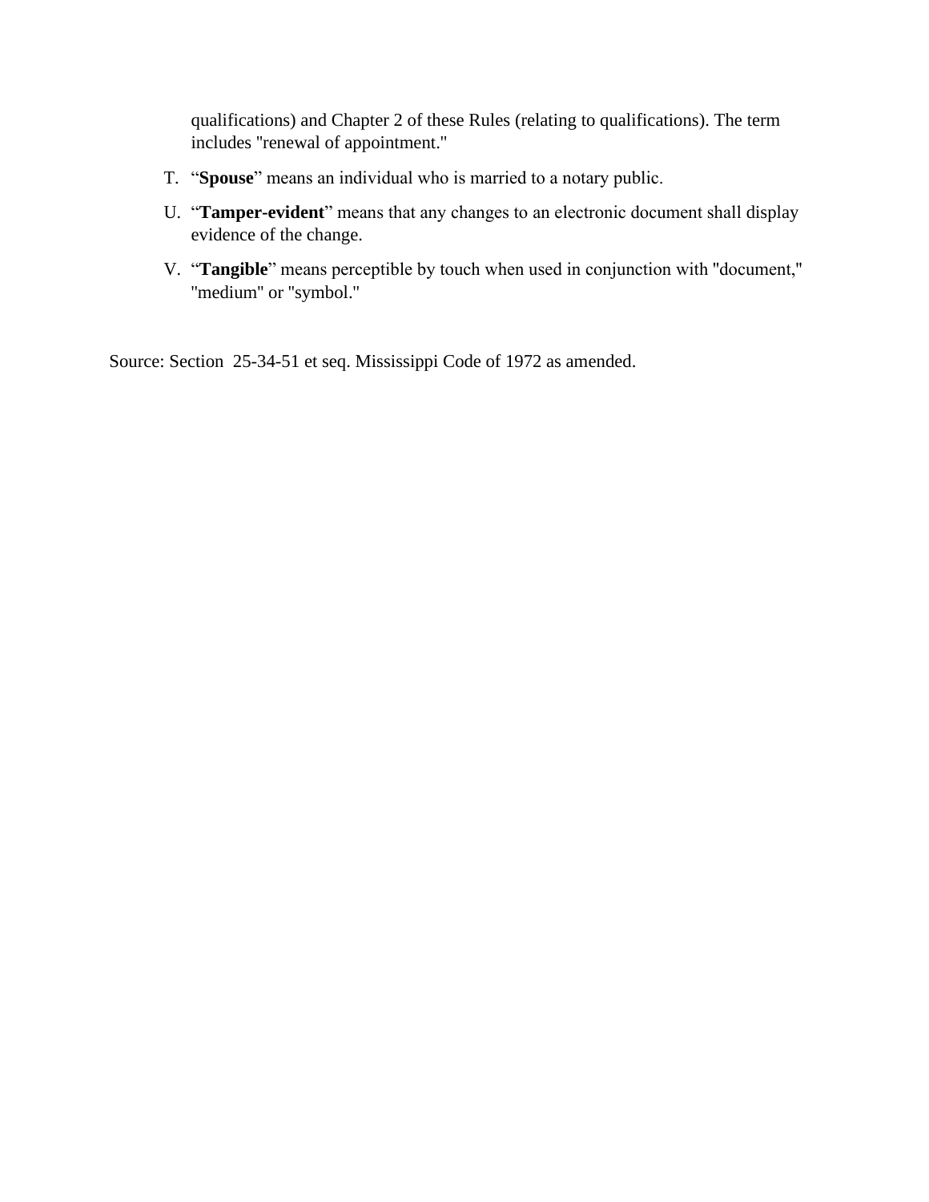qualifications) and Chapter 2 of these Rules (relating to qualifications). The term includes "renewal of appointment."

T. "**Spouse**" means an individual who is married to a notary public.

U. "**Tamper-evident**" means that any changes to an electronic document shall display evidence of the change.

V. "**Tangible**" means perceptible by touch when used in conjunction with "document," "medium" or "symbol."

Source: Section 25-34-51 et seq. Mississippi Code of 1972 as amended.